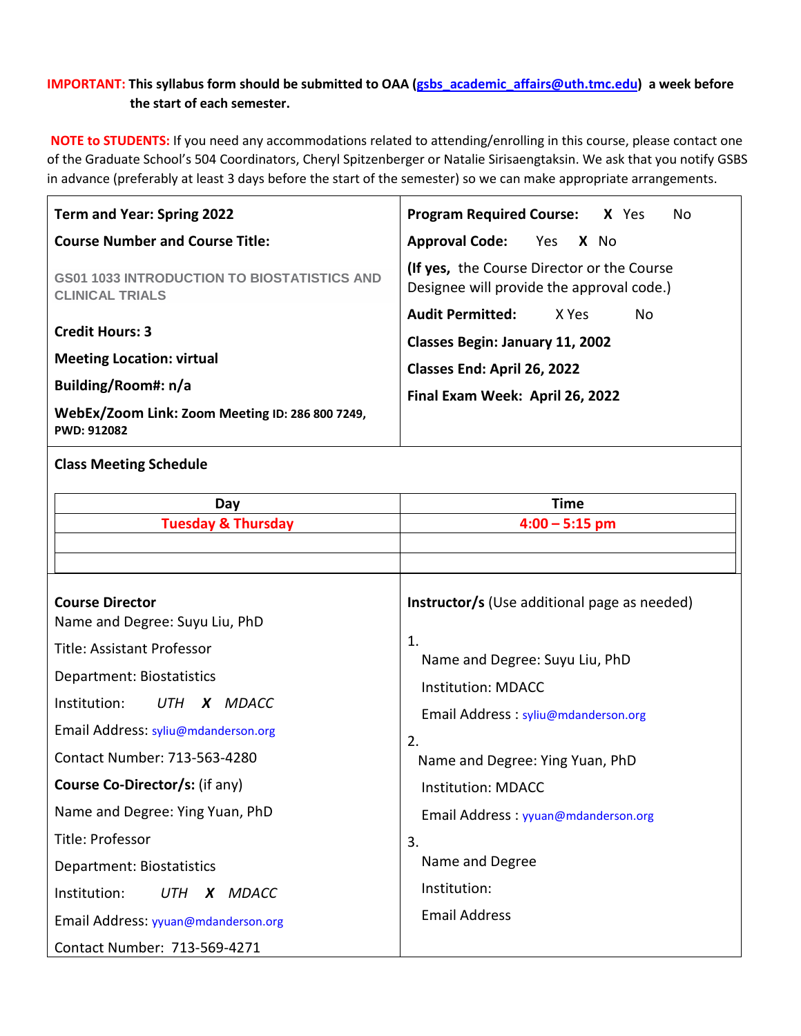**IMPORTANT: This syllabus form should be submitted to OAA (gsbs_academic_affairs@uth.tmc.edu) a week before the start of each semester.**

**NOTE to STUDENTS:** If you need any accommodations related to attending/enrolling in this course, please contact one of the Graduate School's 504 Coordinators, Cheryl Spitzenberger or Natalie Sirisaengtaksin. We ask that you notify GSBS in advance (preferably at least 3 days before the start of the semester) so we can make appropriate arrangements.

**Term and Year: Spring 2022**

**Course Number and Course Title:**

GS01 1033 INTRODUCTION TO BIOSTATISTICS AND CLINICAL TRIALS

**Credit Hours: 3**

**Meeting Location: virtual**

**Building/Room#: n/a**

**WebEx/Zoom Link: Zoom Meeting ID: 286 800 7249, PWD: 912082**

**Program Required Course:** **X** Yes No

**Approval Code:** Yes **X** No

**(If yes,** the Course Director or the Course Designee will provide the approval code.)

**Audit Permitted:** X Yes No

**Classes Begin: January 11, 2002**

**Classes End: April 26, 2022**

**Final Exam Week: April 26, 2022**

**Class Meeting Schedule**

| Day | Time |
|---|---|
| Tuesday & Thursday | 4:00 – 5:15 pm |
| | |
| | |

**Course Director**

Name and Degree: Suyu Liu, PhD

Title: Assistant Professor

Department: Biostatistics

Institution: *UTH* ***X*** *MDACC*

Email Address: sylju@mdanderson.org

Contact Number: 713-563-4280

**Course Co-Director/s:** (if any)

Name and Degree: Ying Yuan, PhD

Title: Professor

Department: Biostatistics

Institution: *UTH* ***X*** *MDACC*

Email Address: yyuan@mdanderson.org

Contact Number: 713-569-4271

**Instructor/s** (Use additional page as needed)

1. Name and Degree: Suyu Liu, PhD

   Institution: MDACC

   Email Address : sylju@mdanderson.org

2. Name and Degree: Ying Yuan, PhD

   Institution: MDACC

   Email Address : yyuan@mdanderson.org

3. Name and Degree

   Institution:

   Email Address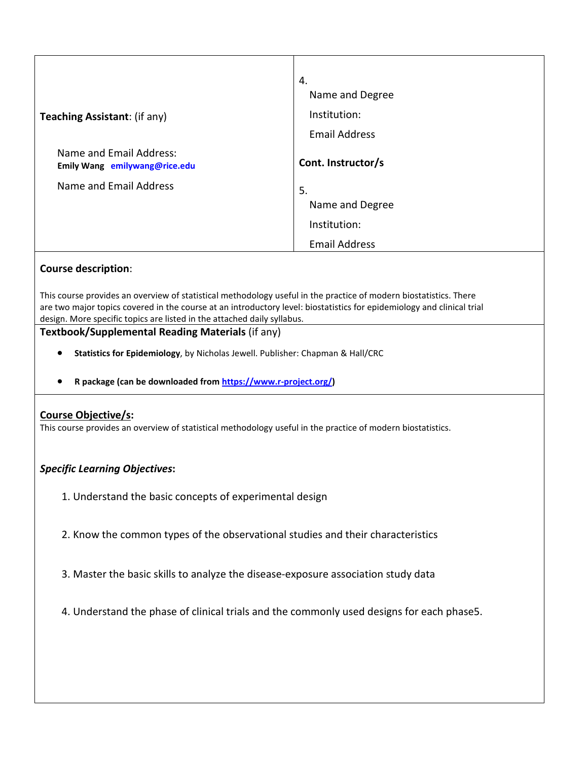| **Teaching Assistant**: (if any)<br><br>Name and Email Address:<br>**Emily Wang emilywang@rice.edu**<br><br>Name and Email Address | 4.<br>Name and Degree<br>Institution:<br>Email Address<br><br>**Cont. Instructor/s**<br><br>5.<br>Name and Degree<br>Institution:<br>Email Address |
|---|---|

**Course description**:

This course provides an overview of statistical methodology useful in the practice of modern biostatistics. There are two major topics covered in the course at an introductory level: biostatistics for epidemiology and clinical trial design. More specific topics are listed in the attached daily syllabus.

**Textbook/Supplemental Reading Materials** (if any)

- **Statistics for Epidemiology**, by Nicholas Jewell. Publisher: Chapman & Hall/CRC
- **R package (can be downloaded from https://www.r-project.org/)**

**Course Objective/s:**

This course provides an overview of statistical methodology useful in the practice of modern biostatistics.

***Specific Learning Objectives*:**

1. Understand the basic concepts of experimental design
2. Know the common types of the observational studies and their characteristics
3. Master the basic skills to analyze the disease-exposure association study data
4. Understand the phase of clinical trials and the commonly used designs for each phase5.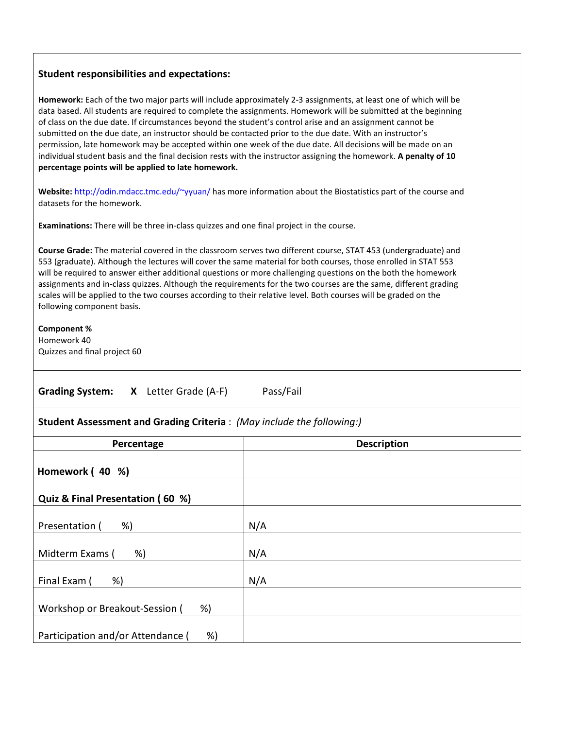### Student responsibilities and expectations:

**Homework:** Each of the two major parts will include approximately 2-3 assignments, at least one of which will be data based. All students are required to complete the assignments. Homework will be submitted at the beginning of class on the due date. If circumstances beyond the student's control arise and an assignment cannot be submitted on the due date, an instructor should be contacted prior to the due date. With an instructor's permission, late homework may be accepted within one week of the due date. All decisions will be made on an individual student basis and the final decision rests with the instructor assigning the homework. **A penalty of 10 percentage points will be applied to late homework.**

**Website:** http://odin.mdacc.tmc.edu/~yyuan/ has more information about the Biostatistics part of the course and datasets for the homework.

**Examinations:** There will be three in-class quizzes and one final project in the course.

**Course Grade:** The material covered in the classroom serves two different course, STAT 453 (undergraduate) and 553 (graduate). Although the lectures will cover the same material for both courses, those enrolled in STAT 553 will be required to answer either additional questions or more challenging questions on the both the homework assignments and in-class quizzes. Although the requirements for the two courses are the same, different grading scales will be applied to the two courses according to their relative level. Both courses will be graded on the following component basis.

**Component %**
Homework 40
Quizzes and final project 60

**Grading System:** **X** Letter Grade (A-F) Pass/Fail

**Student Assessment and Grading Criteria** : *(May include the following:)*

| Percentage | Description |
|---|---|
| **Homework ( 40 %)** | |
| **Quiz & Final Presentation ( 60 %)** | |
| Presentation ( %) | N/A |
| Midterm Exams ( %) | N/A |
| Final Exam ( %) | N/A |
| Workshop or Breakout-Session ( %) | |
| Participation and/or Attendance ( %) | |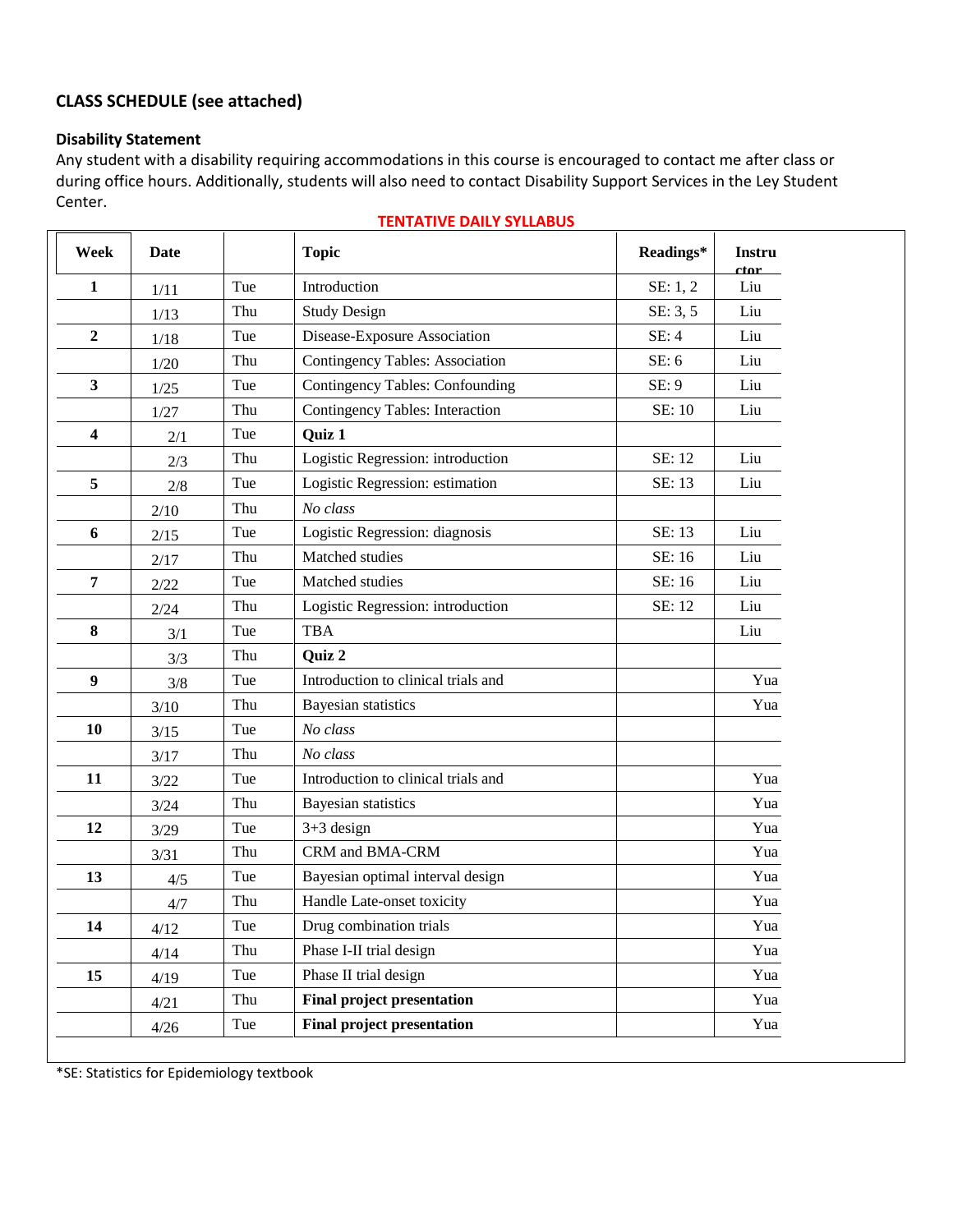## CLASS SCHEDULE (see attached)

### Disability Statement

Any student with a disability requiring accommodations in this course is encouraged to contact me after class or during office hours. Additionally, students will also need to contact Disability Support Services in the Ley Student Center.

**TENTATIVE DAILY SYLLABUS**

| Week | Date | | Topic | Readings* | Instructor |
|---|---|---|---|---|---|
| **1** | 1/11 | Tue | Introduction | SE: 1, 2 | Liu |
| | 1/13 | Thu | Study Design | SE: 3, 5 | Liu |
| **2** | 1/18 | Tue | Disease-Exposure Association | SE: 4 | Liu |
| | 1/20 | Thu | Contingency Tables: Association | SE: 6 | Liu |
| **3** | 1/25 | Tue | Contingency Tables: Confounding | SE: 9 | Liu |
| | 1/27 | Thu | Contingency Tables: Interaction | SE: 10 | Liu |
| **4** | 2/1 | Tue | **Quiz 1** | | |
| | 2/3 | Thu | Logistic Regression: introduction | SE: 12 | Liu |
| **5** | 2/8 | Tue | Logistic Regression: estimation | SE: 13 | Liu |
| | 2/10 | Thu | *No class* | | |
| **6** | 2/15 | Tue | Logistic Regression: diagnosis | SE: 13 | Liu |
| | 2/17 | Thu | Matched studies | SE: 16 | Liu |
| **7** | 2/22 | Tue | Matched studies | SE: 16 | Liu |
| | 2/24 | Thu | Logistic Regression: introduction | SE: 12 | Liu |
| **8** | 3/1 | Tue | TBA | | Liu |
| | 3/3 | Thu | **Quiz 2** | | |
| **9** | 3/8 | Tue | Introduction to clinical trials and | | Yua |
| | 3/10 | Thu | Bayesian statistics | | Yua |
| **10** | 3/15 | Tue | *No class* | | |
| | 3/17 | Thu | *No class* | | |
| **11** | 3/22 | Tue | Introduction to clinical trials and | | Yua |
| | 3/24 | Thu | Bayesian statistics | | Yua |
| **12** | 3/29 | Tue | 3+3 design | | Yua |
| | 3/31 | Thu | CRM and BMA-CRM | | Yua |
| **13** | 4/5 | Tue | Bayesian optimal interval design | | Yua |
| | 4/7 | Thu | Handle Late-onset toxicity | | Yua |
| **14** | 4/12 | Tue | Drug combination trials | | Yua |
| | 4/14 | Thu | Phase I-II trial design | | Yua |
| **15** | 4/19 | Tue | Phase II trial design | | Yua |
| | 4/21 | Thu | **Final project presentation** | | Yua |
| | 4/26 | Tue | **Final project presentation** | | Yua |

*SE: Statistics for Epidemiology textbook